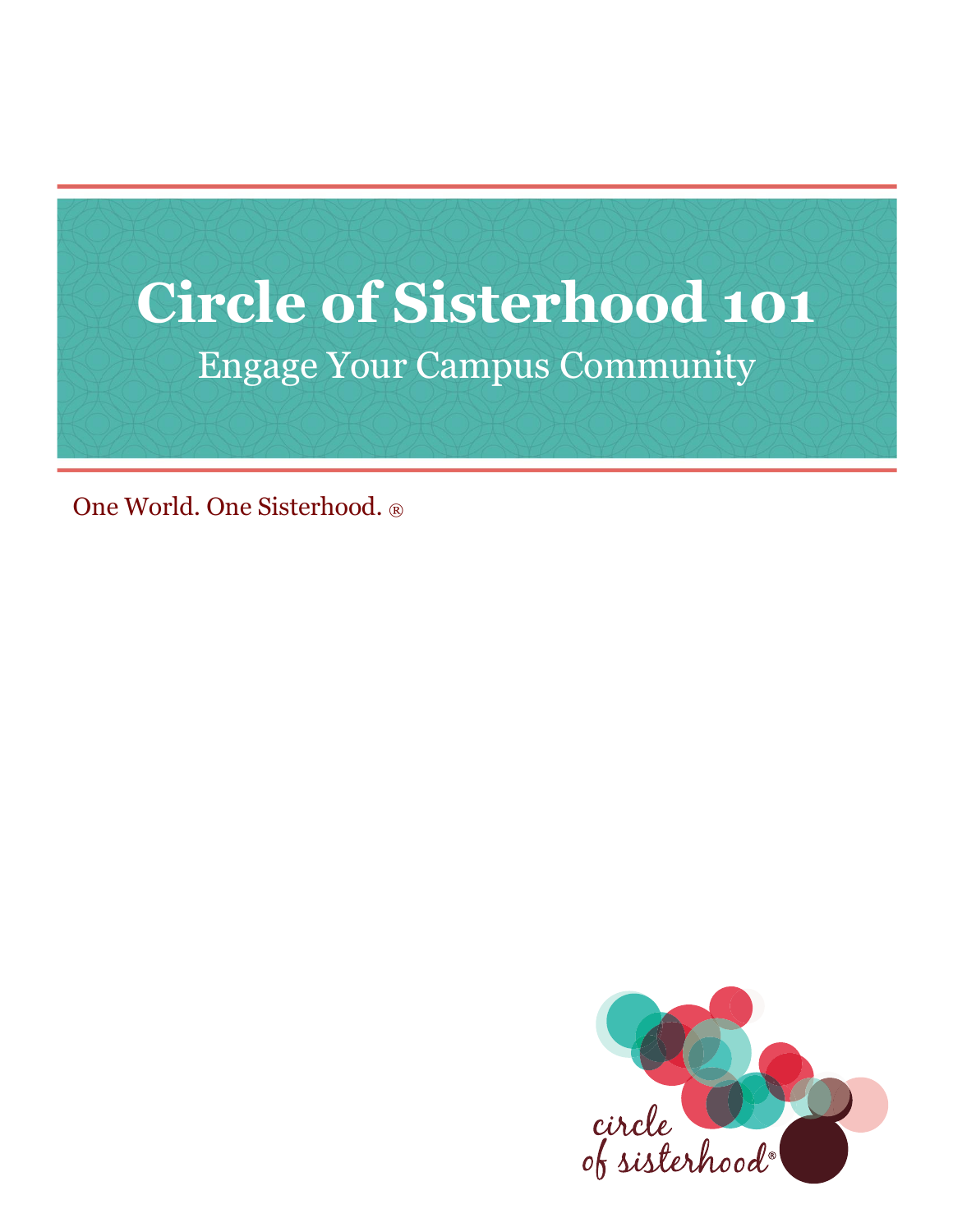# Circle of Sisterhood 101

## Engage Your Campus Community

One World. One Sisterhood. ®

circle of sisterhood®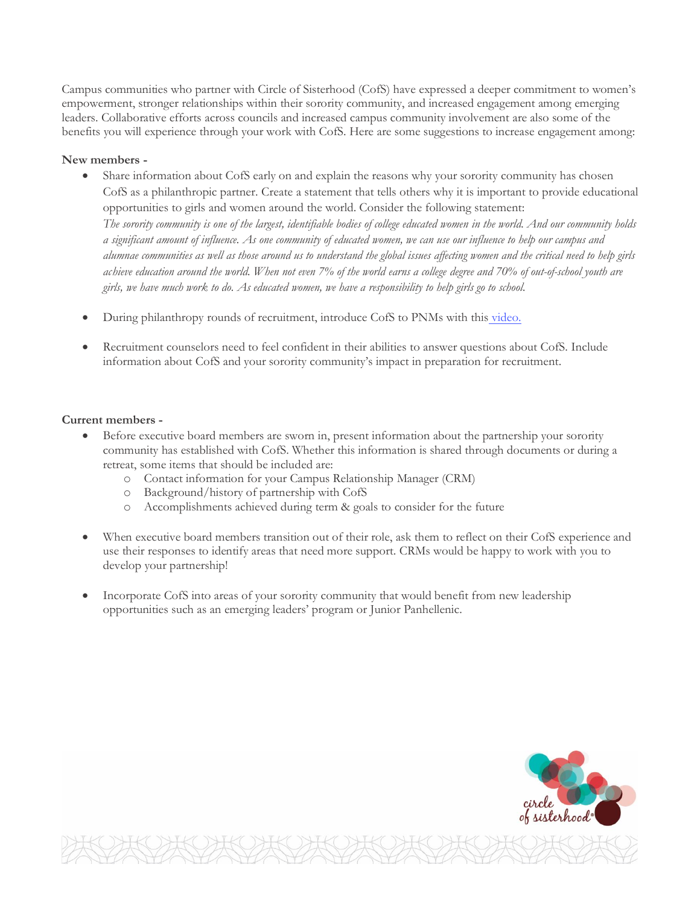Campus communities who partner with Circle of Sisterhood (CofS) have expressed a deeper commitment to women's empowerment, stronger relationships within their sorority community, and increased engagement among emerging leaders. Collaborative efforts across councils and increased campus community involvement are also some of the benefits you will experience through your work with CofS. Here are some suggestions to increase engagement among:

**New members -**

- Share information about CofS early on and explain the reasons why your sorority community has chosen CofS as a philanthropic partner. Create a statement that tells others why it is important to provide educational opportunities to girls and women around the world. Consider the following statement:
  *The sorority community is one of the largest, identifiable bodies of college educated women in the world. And our community holds a significant amount of influence. As one community of educated women, we can use our influence to help our campus and alumnae communities as well as those around us to understand the global issues affecting women and the critical need to help girls achieve education around the world. When not even 7% of the world earns a college degree and 70% of out-of-school youth are girls, we have much work to do. As educated women, we have a responsibility to help girls go to school.*

- During philanthropy rounds of recruitment, introduce CofS to PNMs with this video.

- Recruitment counselors need to feel confident in their abilities to answer questions about CofS. Include information about CofS and your sorority community's impact in preparation for recruitment.

**Current members -**

- Before executive board members are sworn in, present information about the partnership your sorority community has established with CofS. Whether this information is shared through documents or during a retreat, some items that should be included are:
  - Contact information for your Campus Relationship Manager (CRM)
  - Background/history of partnership with CofS
  - Accomplishments achieved during term & goals to consider for the future

- When executive board members transition out of their role, ask them to reflect on their CofS experience and use their responses to identify areas that need more support. CRMs would be happy to work with you to develop your partnership!

- Incorporate CofS into areas of your sorority community that would benefit from new leadership opportunities such as an emerging leaders' program or Junior Panhellenic.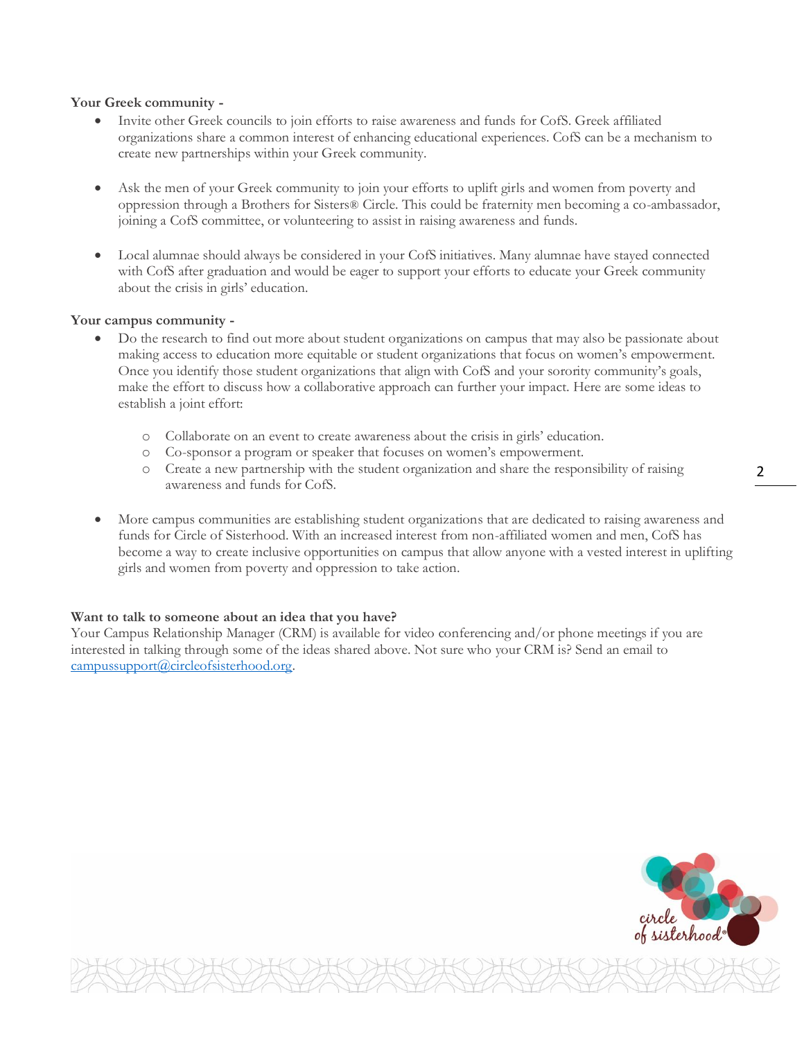**Your Greek community -**

- Invite other Greek councils to join efforts to raise awareness and funds for CofS. Greek affiliated organizations share a common interest of enhancing educational experiences. CofS can be a mechanism to create new partnerships within your Greek community.

- Ask the men of your Greek community to join your efforts to uplift girls and women from poverty and oppression through a Brothers for Sisters® Circle. This could be fraternity men becoming a co-ambassador, joining a CofS committee, or volunteering to assist in raising awareness and funds.

- Local alumnae should always be considered in your CofS initiatives. Many alumnae have stayed connected with CofS after graduation and would be eager to support your efforts to educate your Greek community about the crisis in girls' education.

**Your campus community -**

- Do the research to find out more about student organizations on campus that may also be passionate about making access to education more equitable or student organizations that focus on women's empowerment. Once you identify those student organizations that align with CofS and your sorority community's goals, make the effort to discuss how a collaborative approach can further your impact. Here are some ideas to establish a joint effort:

    - Collaborate on an event to create awareness about the crisis in girls' education.
    - Co-sponsor a program or speaker that focuses on women's empowerment.
    - Create a new partnership with the student organization and share the responsibility of raising awareness and funds for CofS.

- More campus communities are establishing student organizations that are dedicated to raising awareness and funds for Circle of Sisterhood. With an increased interest from non-affiliated women and men, CofS has become a way to create inclusive opportunities on campus that allow anyone with a vested interest in uplifting girls and women from poverty and oppression to take action.

**Want to talk to someone about an idea that you have?**

Your Campus Relationship Manager (CRM) is available for video conferencing and/or phone meetings if you are interested in talking through some of the ideas shared above. Not sure who your CRM is? Send an email to campussupport@circleofsisterhood.org.